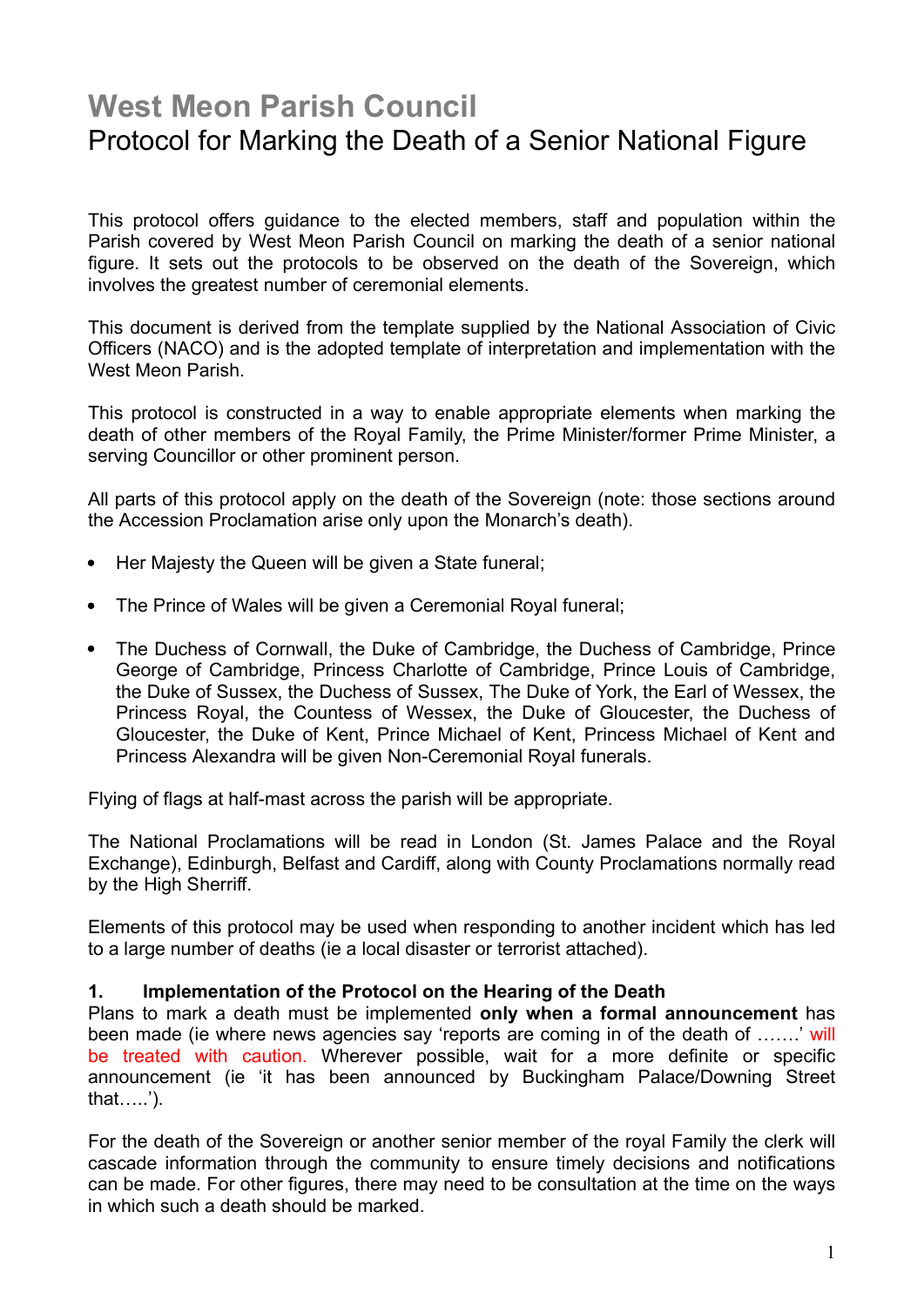# West Meon Parish Council

## Protocol for Marking the Death of a Senior National Figure

This protocol offers guidance to the elected members, staff and population within the Parish covered by West Meon Parish Council on marking the death of a senior national figure. It sets out the protocols to be observed on the death of the Sovereign, which involves the greatest number of ceremonial elements.

This document is derived from the template supplied by the National Association of Civic Officers (NACO) and is the adopted template of interpretation and implementation with the West Meon Parish.

This protocol is constructed in a way to enable appropriate elements when marking the death of other members of the Royal Family, the Prime Minister/former Prime Minister, a serving Councillor or other prominent person.

All parts of this protocol apply on the death of the Sovereign (note: those sections around the Accession Proclamation arise only upon the Monarch's death).

- Her Majesty the Queen will be given a State funeral;
- The Prince of Wales will be given a Ceremonial Royal funeral;
- The Duchess of Cornwall, the Duke of Cambridge, the Duchess of Cambridge, Prince George of Cambridge, Princess Charlotte of Cambridge, Prince Louis of Cambridge, the Duke of Sussex, the Duchess of Sussex, The Duke of York, the Earl of Wessex, the Princess Royal, the Countess of Wessex, the Duke of Gloucester, the Duchess of Gloucester, the Duke of Kent, Prince Michael of Kent, Princess Michael of Kent and Princess Alexandra will be given Non-Ceremonial Royal funerals.

Flying of flags at half-mast across the parish will be appropriate.

The National Proclamations will be read in London (St. James Palace and the Royal Exchange), Edinburgh, Belfast and Cardiff, along with County Proclamations normally read by the High Sherriff.

Elements of this protocol may be used when responding to another incident which has led to a large number of deaths (ie a local disaster or terrorist attached).

### 1. Implementation of the Protocol on the Hearing of the Death

Plans to mark a death must be implemented **only when a formal announcement** has been made (ie where news agencies say 'reports are coming in of the death of …….' will be treated with caution. Wherever possible, wait for a more definite or specific announcement (ie 'it has been announced by Buckingham Palace/Downing Street that…..').

For the death of the Sovereign or another senior member of the royal Family the clerk will cascade information through the community to ensure timely decisions and notifications can be made. For other figures, there may need to be consultation at the time on the ways in which such a death should be marked.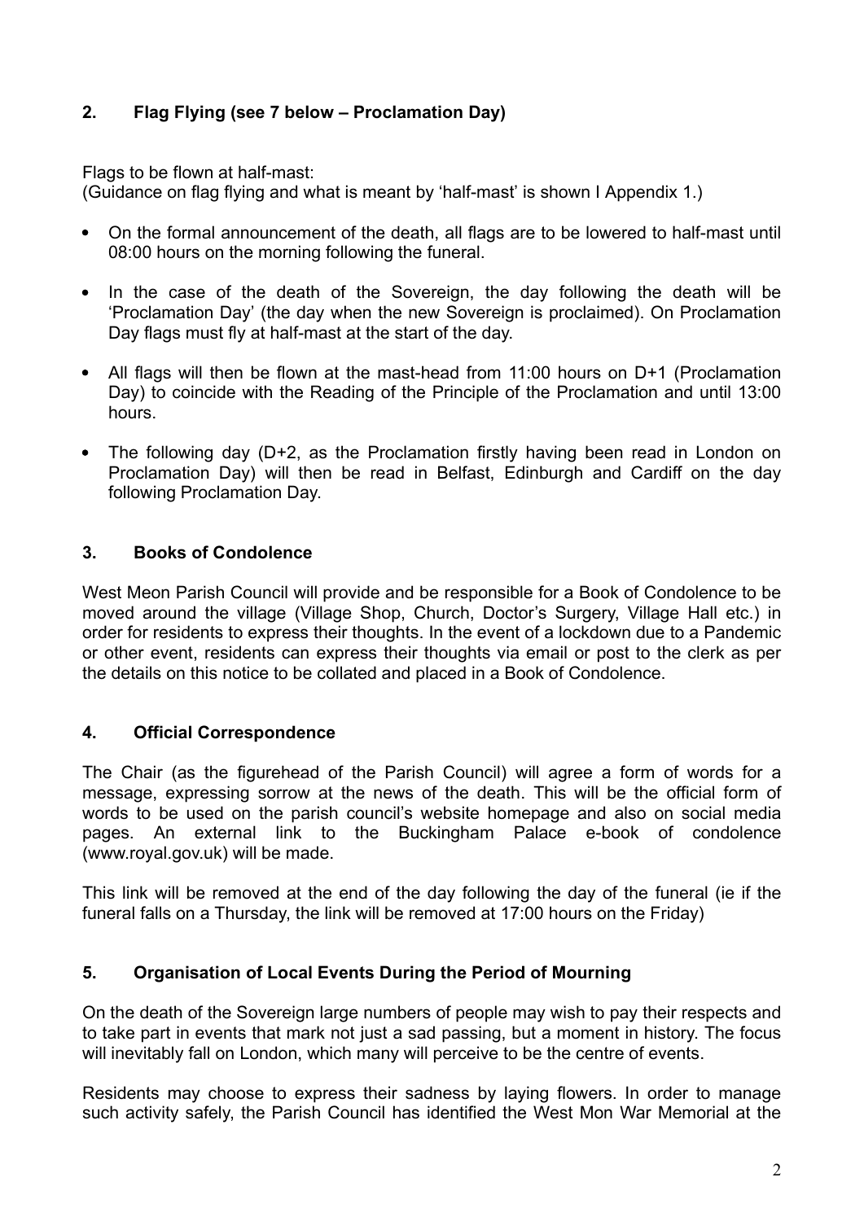## 2. Flag Flying (see 7 below – Proclamation Day)

Flags to be flown at half-mast:
(Guidance on flag flying and what is meant by 'half-mast' is shown I Appendix 1.)

- On the formal announcement of the death, all flags are to be lowered to half-mast until 08:00 hours on the morning following the funeral.
- In the case of the death of the Sovereign, the day following the death will be 'Proclamation Day' (the day when the new Sovereign is proclaimed). On Proclamation Day flags must fly at half-mast at the start of the day.
- All flags will then be flown at the mast-head from 11:00 hours on D+1 (Proclamation Day) to coincide with the Reading of the Principle of the Proclamation and until 13:00 hours.
- The following day (D+2, as the Proclamation firstly having been read in London on Proclamation Day) will then be read in Belfast, Edinburgh and Cardiff on the day following Proclamation Day.

## 3. Books of Condolence

West Meon Parish Council will provide and be responsible for a Book of Condolence to be moved around the village (Village Shop, Church, Doctor's Surgery, Village Hall etc.) in order for residents to express their thoughts. In the event of a lockdown due to a Pandemic or other event, residents can express their thoughts via email or post to the clerk as per the details on this notice to be collated and placed in a Book of Condolence.

## 4. Official Correspondence

The Chair (as the figurehead of the Parish Council) will agree a form of words for a message, expressing sorrow at the news of the death. This will be the official form of words to be used on the parish council's website homepage and also on social media pages. An external link to the Buckingham Palace e-book of condolence (www.royal.gov.uk) will be made.

This link will be removed at the end of the day following the day of the funeral (ie if the funeral falls on a Thursday, the link will be removed at 17:00 hours on the Friday)

## 5. Organisation of Local Events During the Period of Mourning

On the death of the Sovereign large numbers of people may wish to pay their respects and to take part in events that mark not just a sad passing, but a moment in history. The focus will inevitably fall on London, which many will perceive to be the centre of events.

Residents may choose to express their sadness by laying flowers. In order to manage such activity safely, the Parish Council has identified the West Mon War Memorial at the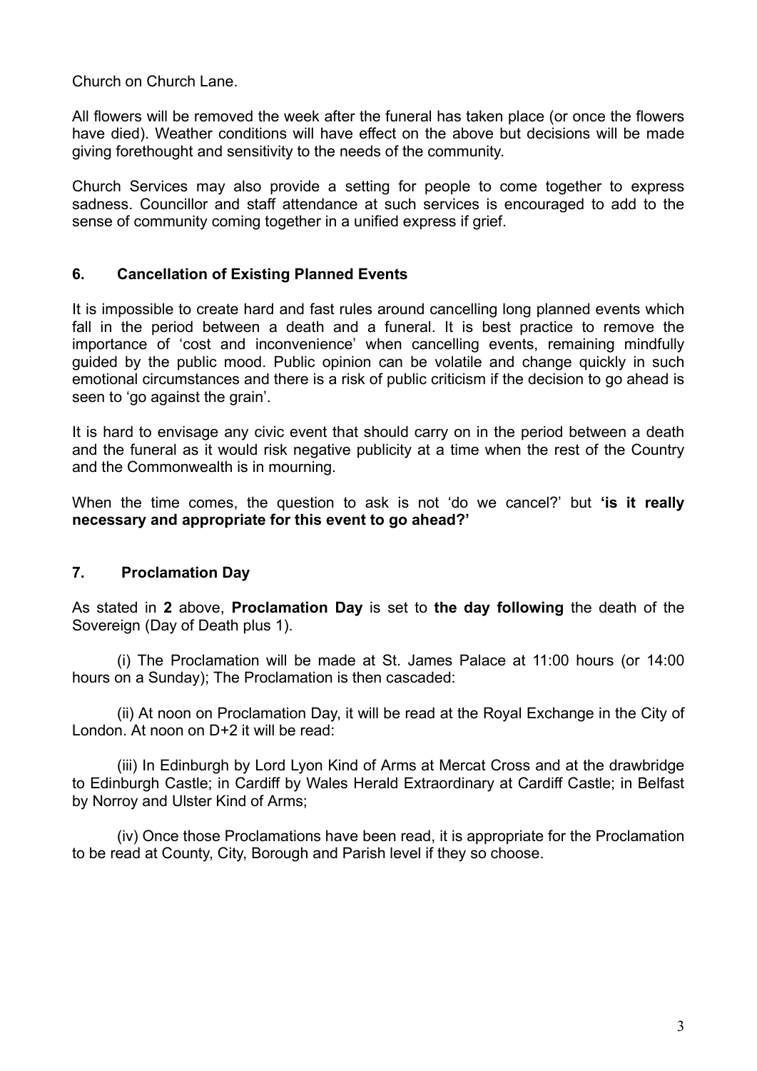Church on Church Lane.

All flowers will be removed the week after the funeral has taken place (or once the flowers have died). Weather conditions will have effect on the above but decisions will be made giving forethought and sensitivity to the needs of the community.

Church Services may also provide a setting for people to come together to express sadness. Councillor and staff attendance at such services is encouraged to add to the sense of community coming together in a unified express if grief.

## 6. Cancellation of Existing Planned Events

It is impossible to create hard and fast rules around cancelling long planned events which fall in the period between a death and a funeral. It is best practice to remove the importance of 'cost and inconvenience' when cancelling events, remaining mindfully guided by the public mood. Public opinion can be volatile and change quickly in such emotional circumstances and there is a risk of public criticism if the decision to go ahead is seen to 'go against the grain'.

It is hard to envisage any civic event that should carry on in the period between a death and the funeral as it would risk negative publicity at a time when the rest of the Country and the Commonwealth is in mourning.

When the time comes, the question to ask is not 'do we cancel?' but **'is it really necessary and appropriate for this event to go ahead?'**

## 7. Proclamation Day

As stated in **2** above, **Proclamation Day** is set to **the day following** the death of the Sovereign (Day of Death plus 1).

(i) The Proclamation will be made at St. James Palace at 11:00 hours (or 14:00 hours on a Sunday); The Proclamation is then cascaded:

(ii) At noon on Proclamation Day, it will be read at the Royal Exchange in the City of London. At noon on D+2 it will be read:

(iii) In Edinburgh by Lord Lyon Kind of Arms at Mercat Cross and at the drawbridge to Edinburgh Castle; in Cardiff by Wales Herald Extraordinary at Cardiff Castle; in Belfast by Norroy and Ulster Kind of Arms;

(iv) Once those Proclamations have been read, it is appropriate for the Proclamation to be read at County, City, Borough and Parish level if they so choose.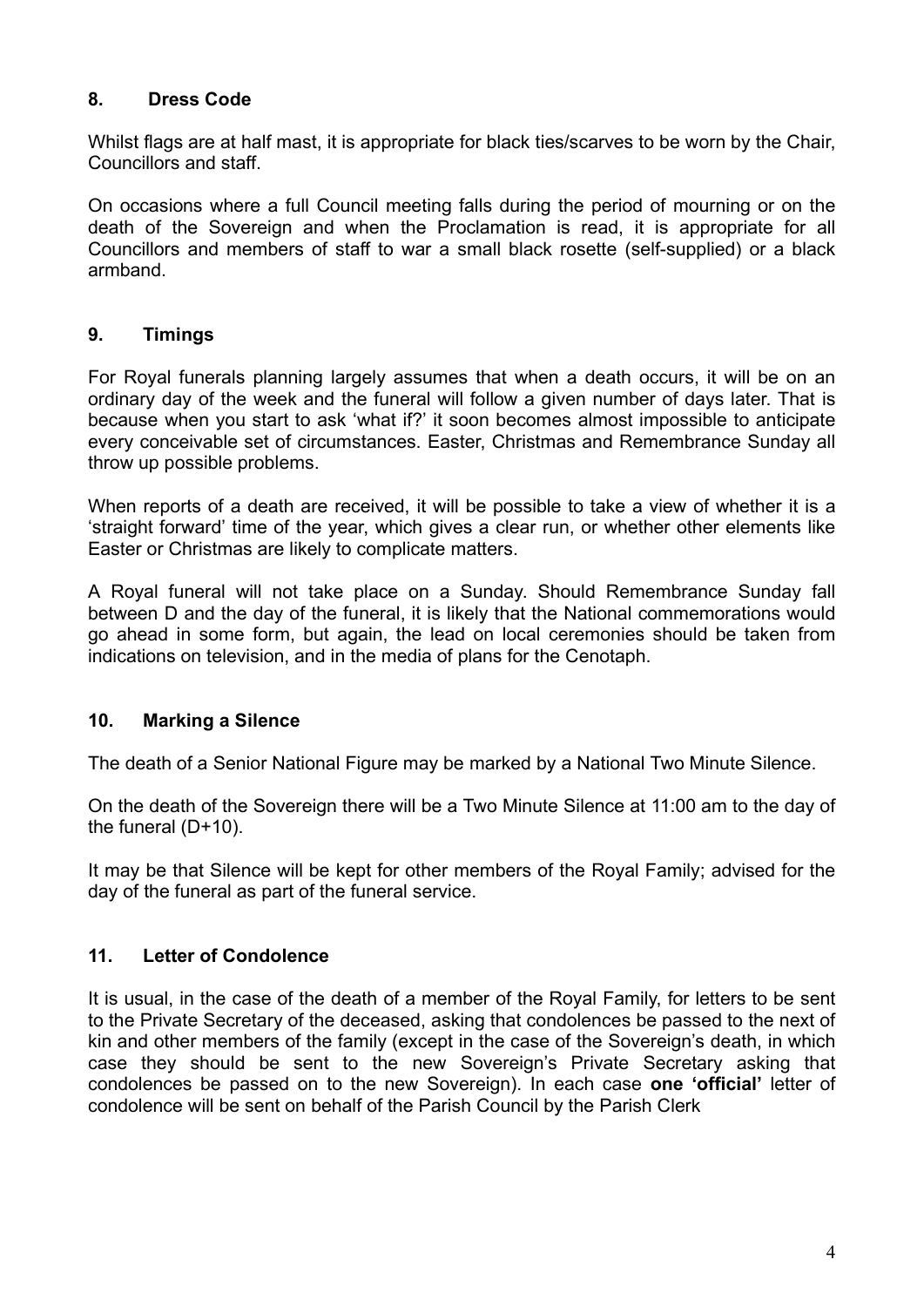## 8. Dress Code

Whilst flags are at half mast, it is appropriate for black ties/scarves to be worn by the Chair, Councillors and staff.

On occasions where a full Council meeting falls during the period of mourning or on the death of the Sovereign and when the Proclamation is read, it is appropriate for all Councillors and members of staff to war a small black rosette (self-supplied) or a black armband.

## 9. Timings

For Royal funerals planning largely assumes that when a death occurs, it will be on an ordinary day of the week and the funeral will follow a given number of days later. That is because when you start to ask 'what if?' it soon becomes almost impossible to anticipate every conceivable set of circumstances. Easter, Christmas and Remembrance Sunday all throw up possible problems.

When reports of a death are received, it will be possible to take a view of whether it is a 'straight forward' time of the year, which gives a clear run, or whether other elements like Easter or Christmas are likely to complicate matters.

A Royal funeral will not take place on a Sunday. Should Remembrance Sunday fall between D and the day of the funeral, it is likely that the National commemorations would go ahead in some form, but again, the lead on local ceremonies should be taken from indications on television, and in the media of plans for the Cenotaph.

## 10. Marking a Silence

The death of a Senior National Figure may be marked by a National Two Minute Silence.

On the death of the Sovereign there will be a Two Minute Silence at 11:00 am to the day of the funeral (D+10).

It may be that Silence will be kept for other members of the Royal Family; advised for the day of the funeral as part of the funeral service.

## 11. Letter of Condolence

It is usual, in the case of the death of a member of the Royal Family, for letters to be sent to the Private Secretary of the deceased, asking that condolences be passed to the next of kin and other members of the family (except in the case of the Sovereign's death, in which case they should be sent to the new Sovereign's Private Secretary asking that condolences be passed on to the new Sovereign). In each case **one 'official'** letter of condolence will be sent on behalf of the Parish Council by the Parish Clerk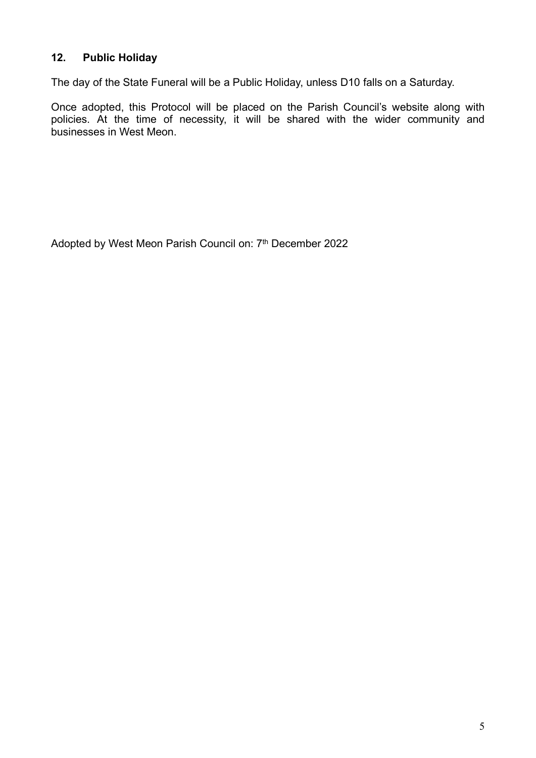## 12. Public Holiday

The day of the State Funeral will be a Public Holiday, unless D10 falls on a Saturday.

Once adopted, this Protocol will be placed on the Parish Council's website along with policies. At the time of necessity, it will be shared with the wider community and businesses in West Meon.

Adopted by West Meon Parish Council on: 7th December 2022